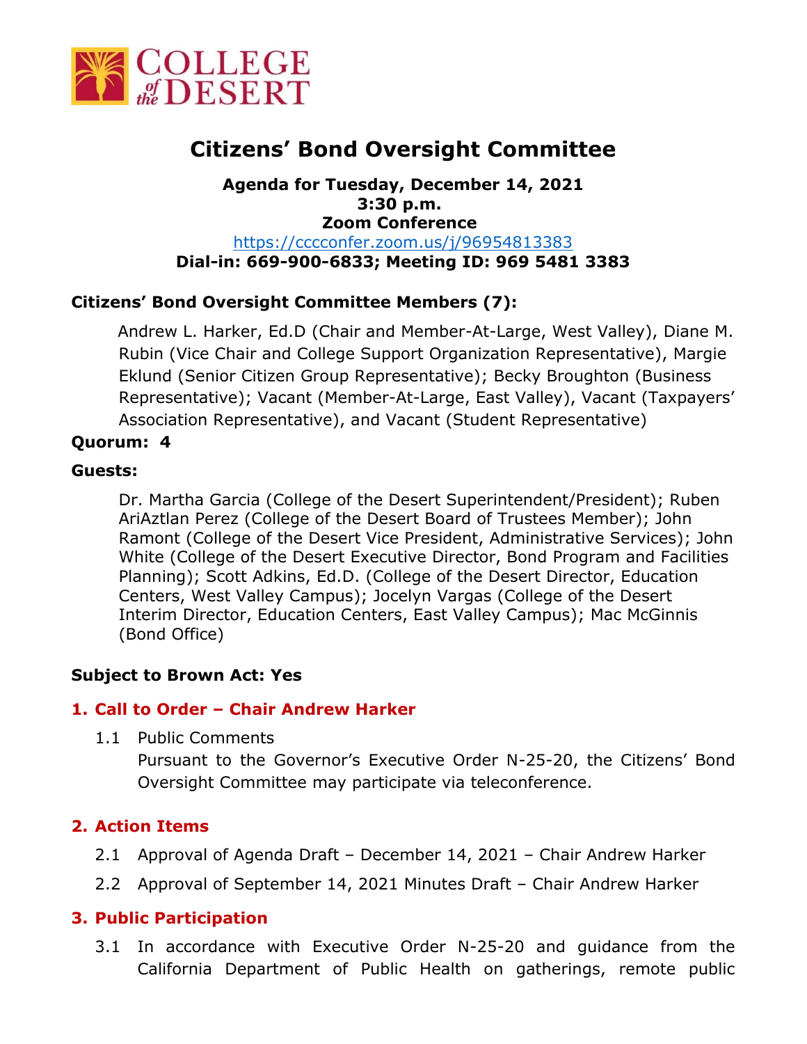COLLEGE of the DESERT

# Citizens' Bond Oversight Committee

**Agenda for Tuesday, December 14, 2021**
**3:30 p.m.**
**Zoom Conference**
https://cccconfer.zoom.us/j/96954813383
**Dial-in: 669-900-6833; Meeting ID: 969 5481 3383**

**Citizens' Bond Oversight Committee Members (7):**

Andrew L. Harker, Ed.D (Chair and Member-At-Large, West Valley), Diane M. Rubin (Vice Chair and College Support Organization Representative), Margie Eklund (Senior Citizen Group Representative); Becky Broughton (Business Representative); Vacant (Member-At-Large, East Valley), Vacant (Taxpayers' Association Representative), and Vacant (Student Representative)

**Quorum: 4**

**Guests:**

Dr. Martha Garcia (College of the Desert Superintendent/President); Ruben AriAztlan Perez (College of the Desert Board of Trustees Member); John Ramont (College of the Desert Vice President, Administrative Services); John White (College of the Desert Executive Director, Bond Program and Facilities Planning); Scott Adkins, Ed.D. (College of the Desert Director, Education Centers, West Valley Campus); Jocelyn Vargas (College of the Desert Interim Director, Education Centers, East Valley Campus); Mac McGinnis (Bond Office)

**Subject to Brown Act: Yes**

## 1. Call to Order – Chair Andrew Harker

1.1 Public Comments
Pursuant to the Governor's Executive Order N-25-20, the Citizens' Bond Oversight Committee may participate via teleconference.

## 2. Action Items

2.1 Approval of Agenda Draft – December 14, 2021 – Chair Andrew Harker

2.2 Approval of September 14, 2021 Minutes Draft – Chair Andrew Harker

## 3. Public Participation

3.1 In accordance with Executive Order N-25-20 and guidance from the California Department of Public Health on gatherings, remote public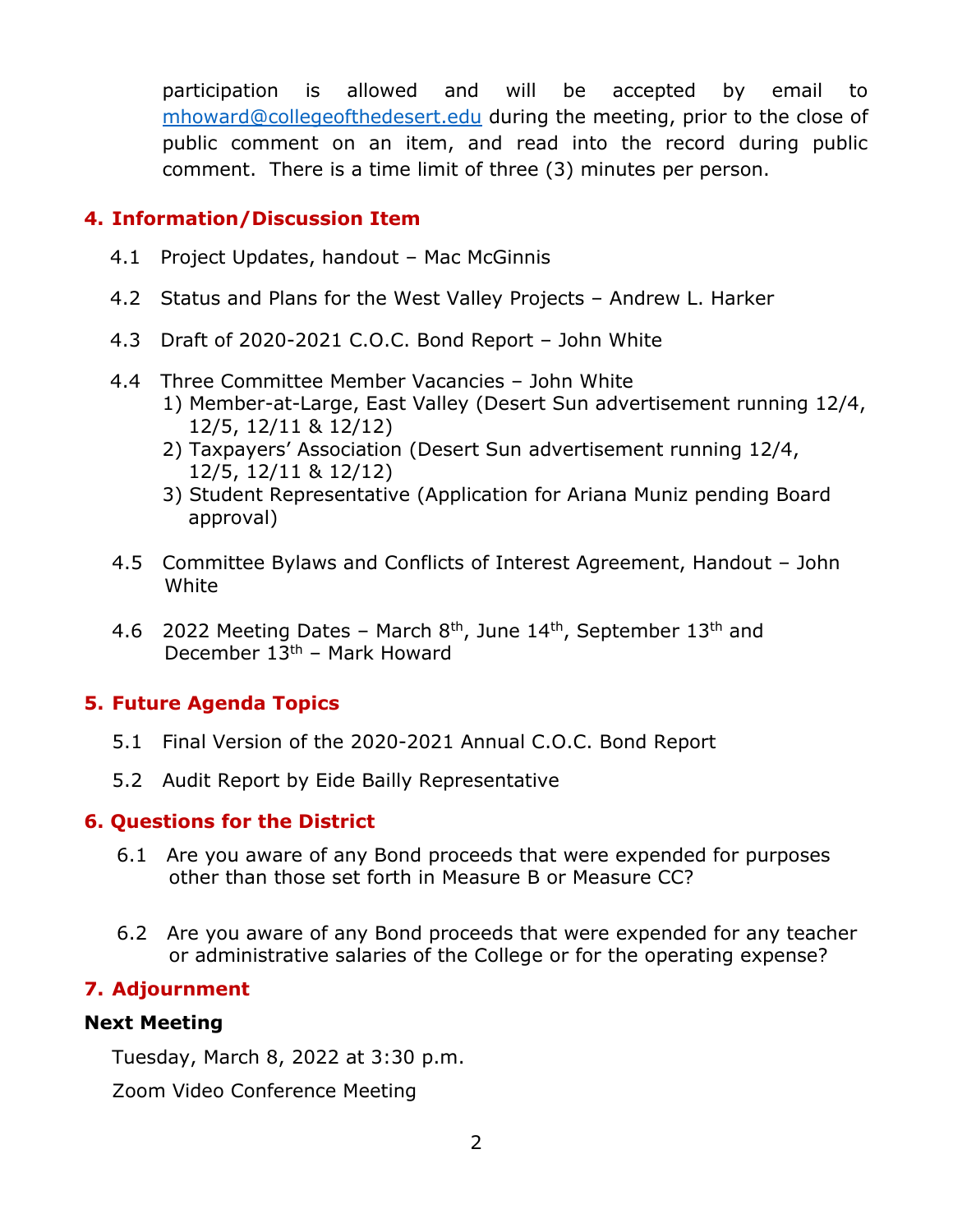participation is allowed and will be accepted by email to mhoward@collegeofthedesert.edu during the meeting, prior to the close of public comment on an item, and read into the record during public comment. There is a time limit of three (3) minutes per person.

## 4. Information/Discussion Item

4.1 Project Updates, handout – Mac McGinnis

4.2 Status and Plans for the West Valley Projects – Andrew L. Harker

4.3 Draft of 2020-2021 C.O.C. Bond Report – John White

4.4 Three Committee Member Vacancies – John White
1) Member-at-Large, East Valley (Desert Sun advertisement running 12/4, 12/5, 12/11 & 12/12)
2) Taxpayers' Association (Desert Sun advertisement running 12/4, 12/5, 12/11 & 12/12)
3) Student Representative (Application for Ariana Muniz pending Board approval)

4.5 Committee Bylaws and Conflicts of Interest Agreement, Handout – John White

4.6 2022 Meeting Dates – March 8th, June 14th, September 13th and December 13th – Mark Howard

## 5. Future Agenda Topics

5.1 Final Version of the 2020-2021 Annual C.O.C. Bond Report

5.2 Audit Report by Eide Bailly Representative

## 6. Questions for the District

6.1 Are you aware of any Bond proceeds that were expended for purposes other than those set forth in Measure B or Measure CC?

6.2 Are you aware of any Bond proceeds that were expended for any teacher or administrative salaries of the College or for the operating expense?

## 7. Adjournment

**Next Meeting**

Tuesday, March 8, 2022 at 3:30 p.m.

Zoom Video Conference Meeting